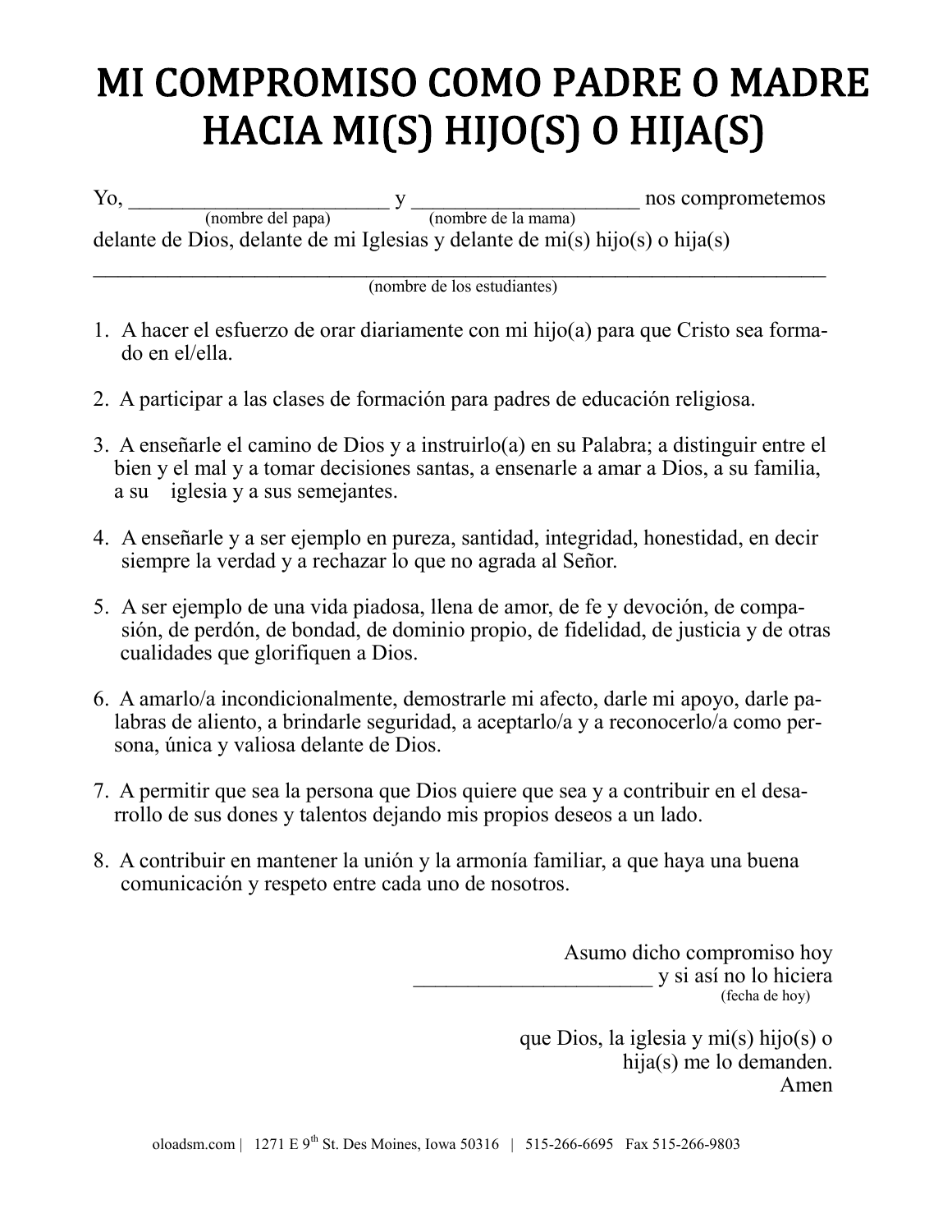# MI COMPROMISO COMO PADRE O MADRE HACIA MI(S) HIJO(S) O HIJA(S)

Yo, ________________________ y ____________________ nos comprometemos
(nombre del papa) (nombre de la mama)
delante de Dios, delante de mi Iglesias y delante de mi(s) hijo(s) o hija(s)

_____________________________________________________________________
(nombre de los estudiantes)

1. A hacer el esfuerzo de orar diariamente con mi hijo(a) para que Cristo sea formado en el/ella.

2. A participar a las clases de formación para padres de educación religiosa.

3. A enseñarle el camino de Dios y a instruirlo(a) en su Palabra; a distinguir entre el bien y el mal y a tomar decisiones santas, a ensenarle a amar a Dios, a su familia, a su iglesia y a sus semejantes.

4. A enseñarle y a ser ejemplo en pureza, santidad, integridad, honestidad, en decir siempre la verdad y a rechazar lo que no agrada al Señor.

5. A ser ejemplo de una vida piadosa, llena de amor, de fe y devoción, de compasión, de perdón, de bondad, de dominio propio, de fidelidad, de justicia y de otras cualidades que glorifiquen a Dios.

6. A amarlo/a incondicionalmente, demostrarle mi afecto, darle mi apoyo, darle palabras de aliento, a brindarle seguridad, a aceptarlo/a y a reconocerlo/a como persona, única y valiosa delante de Dios.

7. A permitir que sea la persona que Dios quiere que sea y a contribuir en el desarrollo de sus dones y talentos dejando mis propios deseos a un lado.

8. A contribuir en mantener la unión y la armonía familiar, a que haya una buena comunicación y respeto entre cada uno de nosotros.

Asumo dicho compromiso hoy
______________________ y si así no lo hiciera
(fecha de hoy)

que Dios, la iglesia y mi(s) hijo(s) o hija(s) me lo demanden.
Amen

oloadsm.com | 1271 E 9th St. Des Moines, Iowa 50316 | 515-266-6695 Fax 515-266-9803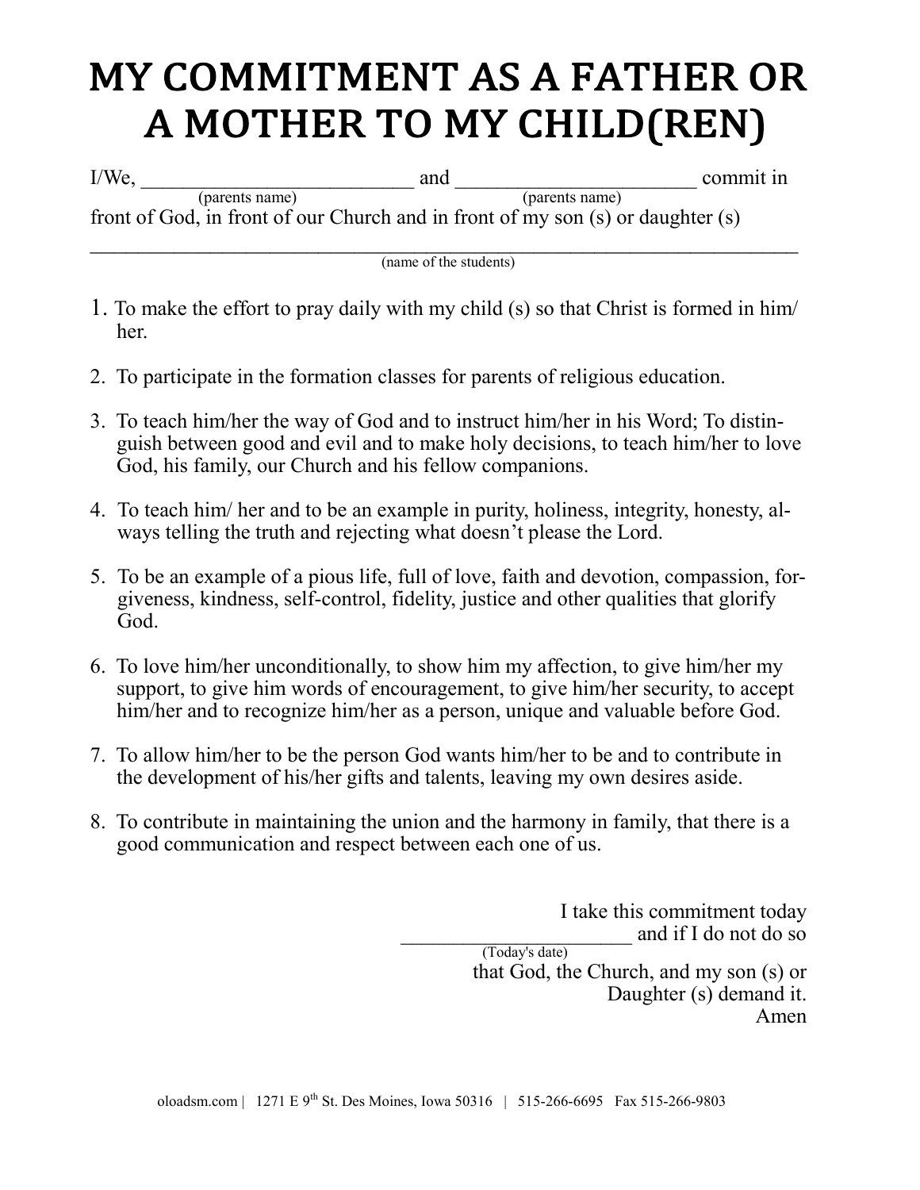# MY COMMITMENT AS A FATHER OR A MOTHER TO MY CHILD(REN)

I/We, ___________________________ and _______________________ commit in
(parents name) (parents name)
front of God, in front of our Church and in front of my son (s) or daughter (s)

_________________________________________________________________
(name of the students)

1. To make the effort to pray daily with my child (s) so that Christ is formed in him/her.
2. To participate in the formation classes for parents of religious education.
3. To teach him/her the way of God and to instruct him/her in his Word; To distinguish between good and evil and to make holy decisions, to teach him/her to love God, his family, our Church and his fellow companions.
4. To teach him/ her and to be an example in purity, holiness, integrity, honesty, always telling the truth and rejecting what doesn't please the Lord.
5. To be an example of a pious life, full of love, faith and devotion, compassion, forgiveness, kindness, self-control, fidelity, justice and other qualities that glorify God.
6. To love him/her unconditionally, to show him my affection, to give him/her my support, to give him words of encouragement, to give him/her security, to accept him/her and to recognize him/her as a person, unique and valuable before God.
7. To allow him/her to be the person God wants him/her to be and to contribute in the development of his/her gifts and talents, leaving my own desires aside.
8. To contribute in maintaining the union and the harmony in family, that there is a good communication and respect between each one of us.

I take this commitment today
______________________ and if I do not do so
(Today's date)
that God, the Church, and my son (s) or
Daughter (s) demand it.
Amen

oloadsm.com | 1271 E 9th St. Des Moines, Iowa 50316 | 515-266-6695 Fax 515-266-9803